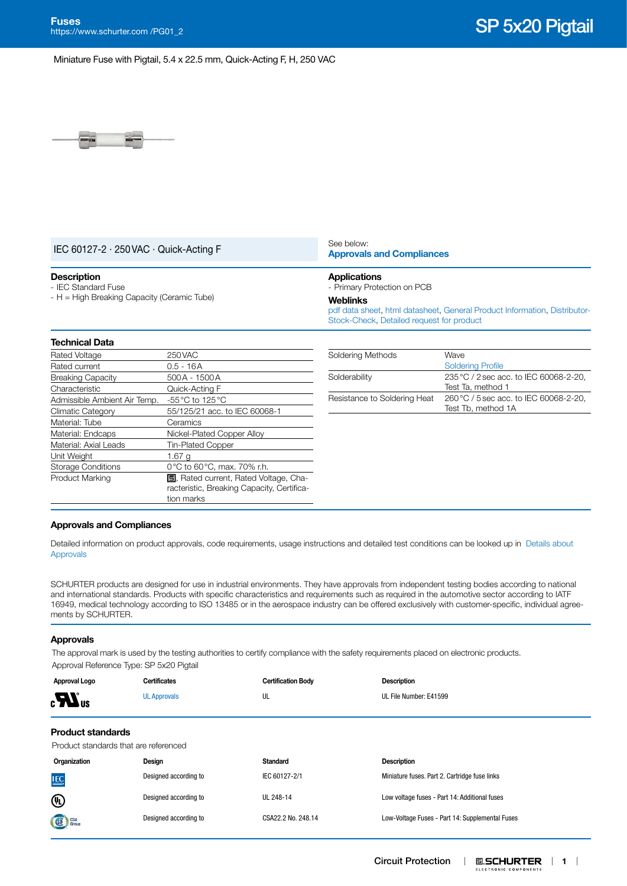# SP 5x20 Pigtail

Miniature Fuse with Pigtail, 5.4 x 22.5 mm, Quick-Acting F, H, 250 VAC

IEC 60127-2 · 250 VAC · Quick-Acting F

See below:
**Approvals and Compliances**

## Description

- IEC Standard Fuse
- H = High Breaking Capacity (Ceramic Tube)

## Applications

- Primary Protection on PCB

## Weblinks

pdf data sheet, html datasheet, General Product Information, Distributor-Stock-Check, Detailed request for product

## Technical Data

| | |
|---|---|
| Rated Voltage | 250 VAC |
| Rated current | 0.5 - 16 A |
| Breaking Capacity | 500 A - 1500 A |
| Characteristic | Quick-Acting F |
| Admissible Ambient Air Temp. | -55 °C to 125 °C |
| Climatic Category | 55/125/21 acc. to IEC 60068-1 |
| Material: Tube | Ceramics |
| Material: Endcaps | Nickel-Plated Copper Alloy |
| Material: Axial Leads | Tin-Plated Copper |
| Unit Weight | 1.67 g |
| Storage Conditions | 0 °C to 60 °C, max. 70% r.h. |
| Product Marking | Rated current, Rated Voltage, Characteristic, Breaking Capacity, Certification marks |

| | |
|---|---|
| Soldering Methods | Wave<br>Soldering Profile |
| Solderability | 235 °C / 2 sec acc. to IEC 60068-2-20, Test Ta, method 1 |
| Resistance to Soldering Heat | 260 °C / 5 sec acc. to IEC 60068-2-20, Test Tb, method 1A |

## Approvals and Compliances

Detailed information on product approvals, code requirements, usage instructions and detailed test conditions can be looked up in Details about Approvals

SCHURTER products are designed for use in industrial environments. They have approvals from independent testing bodies according to national and international standards. Products with specific characteristics and requirements such as required in the automotive sector according to IATF 16949, medical technology according to ISO 13485 or in the aerospace industry can be offered exclusively with customer-specific, individual agreements by SCHURTER.

## Approvals

The approval mark is used by the testing authorities to certify compliance with the safety requirements placed on electronic products.

Approval Reference Type: SP 5x20 Pigtail

| Approval Logo | Certificates | Certification Body | Description |
|---|---|---|---|
| cULus | UL Approvals | UL | UL File Number: E41599 |

## Product standards

Product standards that are referenced

| Organization | Design | Standard | Description |
|---|---|---|---|
| IEC | Designed according to | IEC 60127-2/1 | Miniature fuses. Part 2. Cartridge fuse links |
| UL | Designed according to | UL 248-14 | Low voltage fuses - Part 14: Additional fuses |
| CSA Group | Designed according to | CSA22.2 No. 248.14 | Low-Voltage Fuses - Part 14: Supplemental Fuses |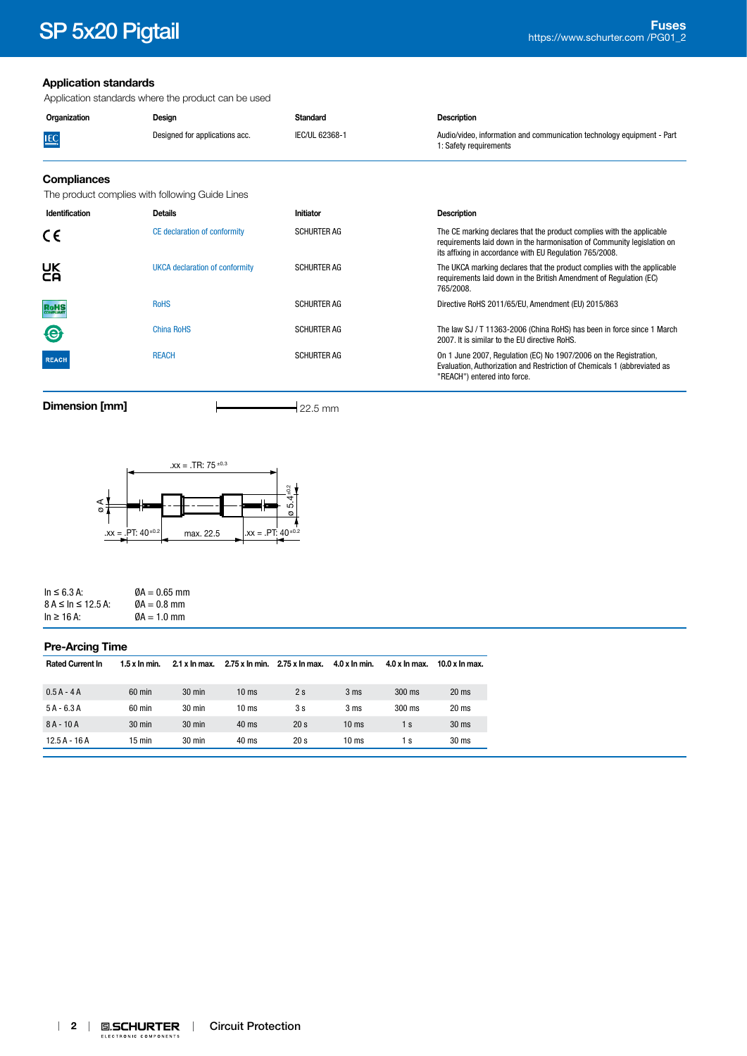## Application standards

Application standards where the product can be used

| Organization | Design | Standard | Description |
|---|---|---|---|
| IEC | Designed for applications acc. | IEC/UL 62368-1 | Audio/video, information and communication technology equipment - Part 1: Safety requirements |

## Compliances

The product complies with following Guide Lines

| Identification | Details | Initiator | Description |
|---|---|---|---|
| CE | CE declaration of conformity | SCHURTER AG | The CE marking declares that the product complies with the applicable requirements laid down in the harmonisation of Community legislation on its affixing in accordance with EU Regulation 765/2008. |
| UKCA | UKCA declaration of conformity | SCHURTER AG | The UKCA marking declares that the product complies with the applicable requirements laid down in the British Amendment of Regulation (EC) 765/2008. |
| RoHS | RoHS | SCHURTER AG | Directive RoHS 2011/65/EU, Amendment (EU) 2015/863 |
| China RoHS | China RoHS | SCHURTER AG | The law SJ / T 11363-2006 (China RoHS) has been in force since 1 March 2007. It is similar to the EU directive RoHS. |
| REACH | REACH | SCHURTER AG | On 1 June 2007, Regulation (EC) No 1907/2006 on the Registration, Evaluation, Authorization and Restriction of Chemicals 1 (abbreviated as "REACH") entered into force. |

## Dimension [mm]

22.5 mm

.xx = .TR: 75 ±0.3

ø A

ø 5.4 ±0.2

.xx = .PT: 40 ±0.2 max. 22.5 .xx = .PT: 40 ±0.2

In ≤ 6.3 A: ØA = 0.65 mm
8 A ≤ In ≤ 12.5 A: ØA = 0.8 mm
In ≥ 16 A: ØA = 1.0 mm

## Pre-Arcing Time

| Rated Current In | 1.5 x In min. | 2.1 x In max. | 2.75 x In min. | 2.75 x In max. | 4.0 x In min. | 4.0 x In max. | 10.0 x In max. |
|---|---|---|---|---|---|---|---|
| 0.5 A - 4 A | 60 min | 30 min | 10 ms | 2 s | 3 ms | 300 ms | 20 ms |
| 5 A - 6.3 A | 60 min | 30 min | 10 ms | 3 s | 3 ms | 300 ms | 20 ms |
| 8 A - 10 A | 30 min | 30 min | 40 ms | 20 s | 10 ms | 1 s | 30 ms |
| 12.5 A - 16 A | 15 min | 30 min | 40 ms | 20 s | 10 ms | 1 s | 30 ms |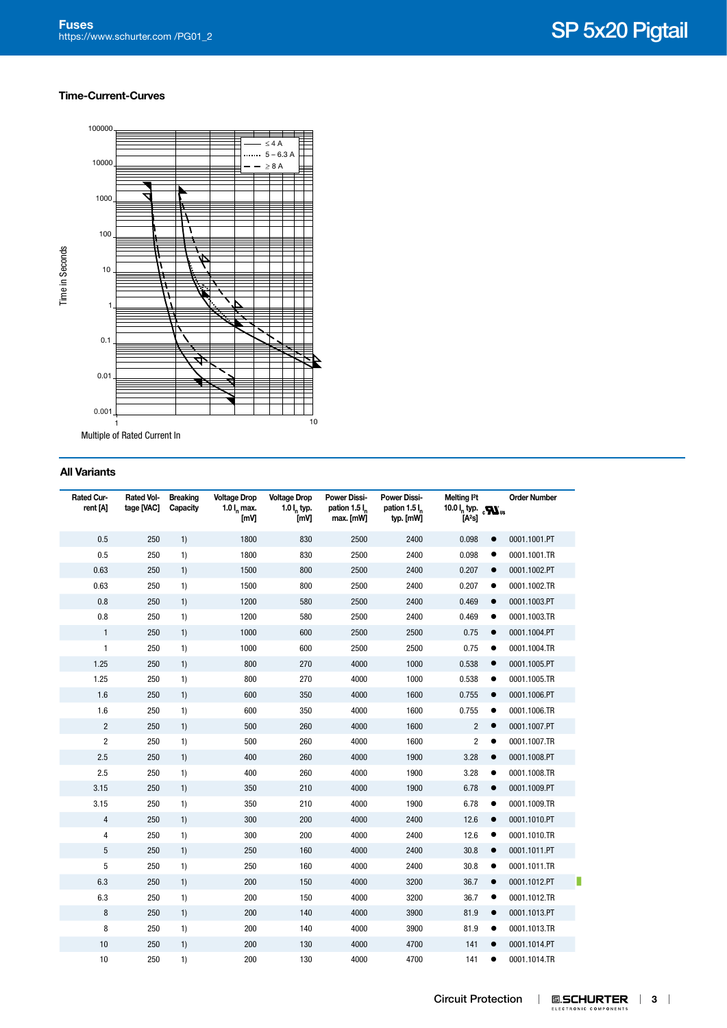## Time-Current-Curves

Time in Seconds

Multiple of Rated Current In

- ≤ 4 A
- 5 – 6.3 A
- ≥ 8 A

## All Variants

| Rated Current [A] | Rated Voltage [VAC] | Breaking Capacity | Voltage Drop 1.0 $I_n$ max. [mV] | Voltage Drop 1.0 $I_n$ typ. [mV] | Power Dissipation 1.5 $I_n$ max. [mW] | Power Dissipation 1.5 $I_n$ typ. [mW] | Melting I²t 10.0 $I_n$ typ. [A²s] | cURus | Order Number |
|---|---|---|---|---|---|---|---|---|---|
| 0.5 | 250 | 1) | 1800 | 830 | 2500 | 2400 | 0.098 | ● | 0001.1001.PT |
| 0.5 | 250 | 1) | 1800 | 830 | 2500 | 2400 | 0.098 | ● | 0001.1001.TR |
| 0.63 | 250 | 1) | 1500 | 800 | 2500 | 2400 | 0.207 | ● | 0001.1002.PT |
| 0.63 | 250 | 1) | 1500 | 800 | 2500 | 2400 | 0.207 | ● | 0001.1002.TR |
| 0.8 | 250 | 1) | 1200 | 580 | 2500 | 2400 | 0.469 | ● | 0001.1003.PT |
| 0.8 | 250 | 1) | 1200 | 580 | 2500 | 2400 | 0.469 | ● | 0001.1003.TR |
| 1 | 250 | 1) | 1000 | 600 | 2500 | 2500 | 0.75 | ● | 0001.1004.PT |
| 1 | 250 | 1) | 1000 | 600 | 2500 | 2500 | 0.75 | ● | 0001.1004.TR |
| 1.25 | 250 | 1) | 800 | 270 | 4000 | 1000 | 0.538 | ● | 0001.1005.PT |
| 1.25 | 250 | 1) | 800 | 270 | 4000 | 1000 | 0.538 | ● | 0001.1005.TR |
| 1.6 | 250 | 1) | 600 | 350 | 4000 | 1600 | 0.755 | ● | 0001.1006.PT |
| 1.6 | 250 | 1) | 600 | 350 | 4000 | 1600 | 0.755 | ● | 0001.1006.TR |
| 2 | 250 | 1) | 500 | 260 | 4000 | 1600 | 2 | ● | 0001.1007.PT |
| 2 | 250 | 1) | 500 | 260 | 4000 | 1600 | 2 | ● | 0001.1007.TR |
| 2.5 | 250 | 1) | 400 | 260 | 4000 | 1900 | 3.28 | ● | 0001.1008.PT |
| 2.5 | 250 | 1) | 400 | 260 | 4000 | 1900 | 3.28 | ● | 0001.1008.TR |
| 3.15 | 250 | 1) | 350 | 210 | 4000 | 1900 | 6.78 | ● | 0001.1009.PT |
| 3.15 | 250 | 1) | 350 | 210 | 4000 | 1900 | 6.78 | ● | 0001.1009.TR |
| 4 | 250 | 1) | 300 | 200 | 4000 | 2400 | 12.6 | ● | 0001.1010.PT |
| 4 | 250 | 1) | 300 | 200 | 4000 | 2400 | 12.6 | ● | 0001.1010.TR |
| 5 | 250 | 1) | 250 | 160 | 4000 | 2400 | 30.8 | ● | 0001.1011.PT |
| 5 | 250 | 1) | 250 | 160 | 4000 | 2400 | 30.8 | ● | 0001.1011.TR |
| 6.3 | 250 | 1) | 200 | 150 | 4000 | 3200 | 36.7 | ● | 0001.1012.PT |
| 6.3 | 250 | 1) | 200 | 150 | 4000 | 3200 | 36.7 | ● | 0001.1012.TR |
| 8 | 250 | 1) | 200 | 140 | 4000 | 3900 | 81.9 | ● | 0001.1013.PT |
| 8 | 250 | 1) | 200 | 140 | 4000 | 3900 | 81.9 | ● | 0001.1013.TR |
| 10 | 250 | 1) | 200 | 130 | 4000 | 4700 | 141 | ● | 0001.1014.PT |
| 10 | 250 | 1) | 200 | 130 | 4000 | 4700 | 141 | ● | 0001.1014.TR |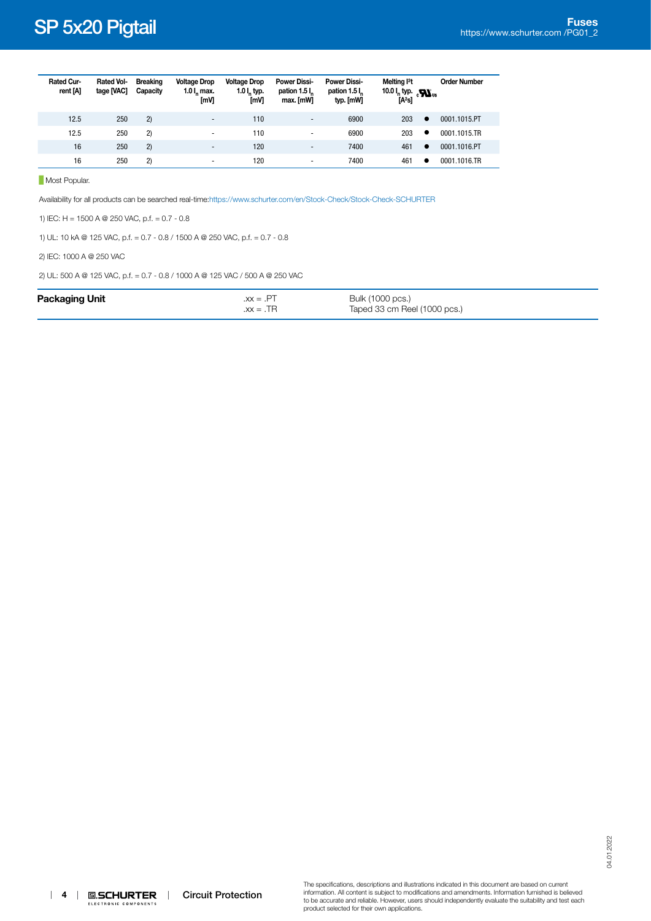| Rated Current [A] | Rated Voltage [VAC] | Breaking Capacity | Voltage Drop 1.0 $I_n$ max. [mV] | Voltage Drop 1.0 $I_n$ typ. [mV] | Power Dissipation 1.5 $I_n$ max. [mW] | Power Dissipation 1.5 $I_n$ typ. [mW] | Melting I²t 10.0 $I_n$ typ. [A²s] | cULus | Order Number |
|---|---|---|---|---|---|---|---|---|---|
| 12.5 | 250 | 2) | - | 110 | - | 6900 | 203 | ● | 0001.1015.PT |
| 12.5 | 250 | 2) | - | 110 | - | 6900 | 203 | ● | 0001.1015.TR |
| 16 | 250 | 2) | - | 120 | - | 7400 | 461 | ● | 0001.1016.PT |
| 16 | 250 | 2) | - | 120 | - | 7400 | 461 | ● | 0001.1016.TR |

Most Popular.

Availability for all products can be searched real-time:https://www.schurter.com/en/Stock-Check/Stock-Check-SCHURTER

1) IEC: H = 1500 A @ 250 VAC, p.f. = 0.7 - 0.8

1) UL: 10 kA @ 125 VAC, p.f. = 0.7 - 0.8 / 1500 A @ 250 VAC, p.f. = 0.7 - 0.8

2) IEC: 1000 A @ 250 VAC

2) UL: 500 A @ 125 VAC, p.f. = 0.7 - 0.8 / 1000 A @ 125 VAC / 500 A @ 250 VAC

| **Packaging Unit** | .xx = .PT | Bulk (1000 pcs.) |
|---|---|---|
| | .xx = .TR | Taped 33 cm Reel (1000 pcs.) |

04.01.2022

The specifications, descriptions and illustrations indicated in this document are based on current information. All content is subject to modifications and amendments. Information furnished is believed to be accurate and reliable. However, users should independently evaluate the suitability and test each product selected for their own applications.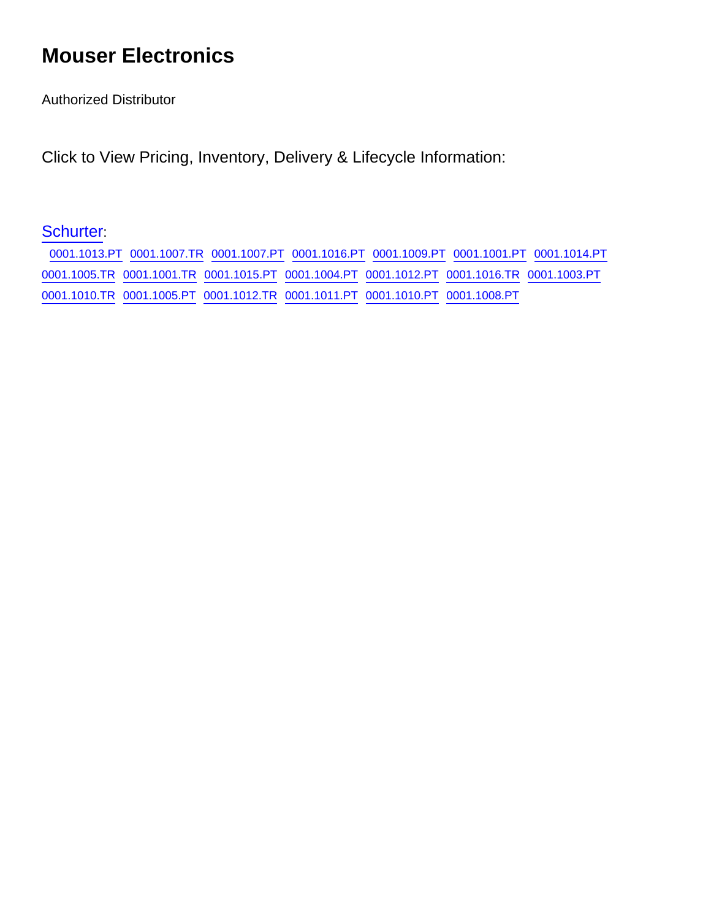# Mouser Electronics

Authorized Distributor

Click to View Pricing, Inventory, Delivery & Lifecycle Information:

Schurter:

0001.1013.PT 0001.1007.TR 0001.1007.PT 0001.1016.PT 0001.1009.PT 0001.1001.PT 0001.1014.PT 0001.1005.TR 0001.1001.TR 0001.1015.PT 0001.1004.PT 0001.1012.PT 0001.1016.TR 0001.1003.PT 0001.1010.TR 0001.1005.PT 0001.1012.TR 0001.1011.PT 0001.1010.PT 0001.1008.PT